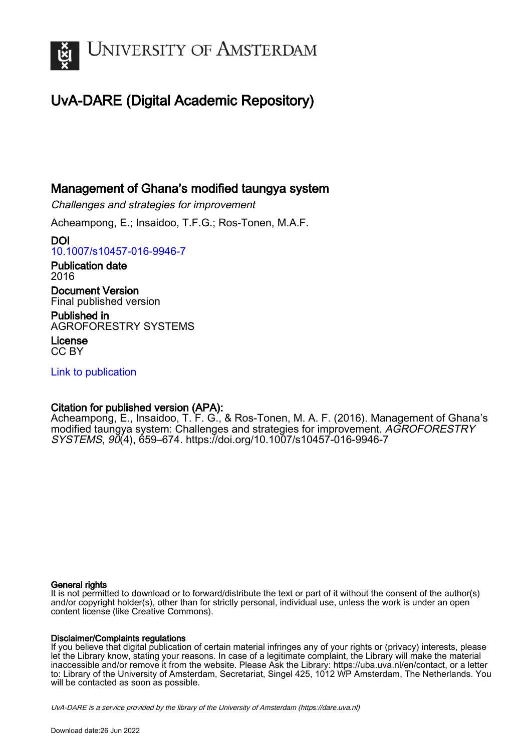# University of Amsterdam

## UvA-DARE (Digital Academic Repository)

## Management of Ghana's modified taungya system

*Challenges and strategies for improvement*

Acheampong, E.; Insaidoo, T.F.G.; Ros-Tonen, M.A.F.

**DOI**
10.1007/s10457-016-9946-7

**Publication date**
2016

**Document Version**
Final published version

**Published in**
AGROFORESTRY SYSTEMS

**License**
CC BY

Link to publication

**Citation for published version (APA):**
Acheampong, E., Insaidoo, T. F. G., & Ros-Tonen, M. A. F. (2016). Management of Ghana's modified taungya system: Challenges and strategies for improvement. *AGROFORESTRY SYSTEMS*, *90*(4), 659–674. https://doi.org/10.1007/s10457-016-9946-7

**General rights**
It is not permitted to download or to forward/distribute the text or part of it without the consent of the author(s) and/or copyright holder(s), other than for strictly personal, individual use, unless the work is under an open content license (like Creative Commons).

**Disclaimer/Complaints regulations**
If you believe that digital publication of certain material infringes any of your rights or (privacy) interests, please let the Library know, stating your reasons. In case of a legitimate complaint, the Library will make the material inaccessible and/or remove it from the website. Please Ask the Library: https://uba.uva.nl/en/contact, or a letter to: Library of the University of Amsterdam, Secretariat, Singel 425, 1012 WP Amsterdam, The Netherlands. You will be contacted as soon as possible.

*UvA-DARE is a service provided by the library of the University of Amsterdam (https://dare.uva.nl)*

Download date:26 Jun 2022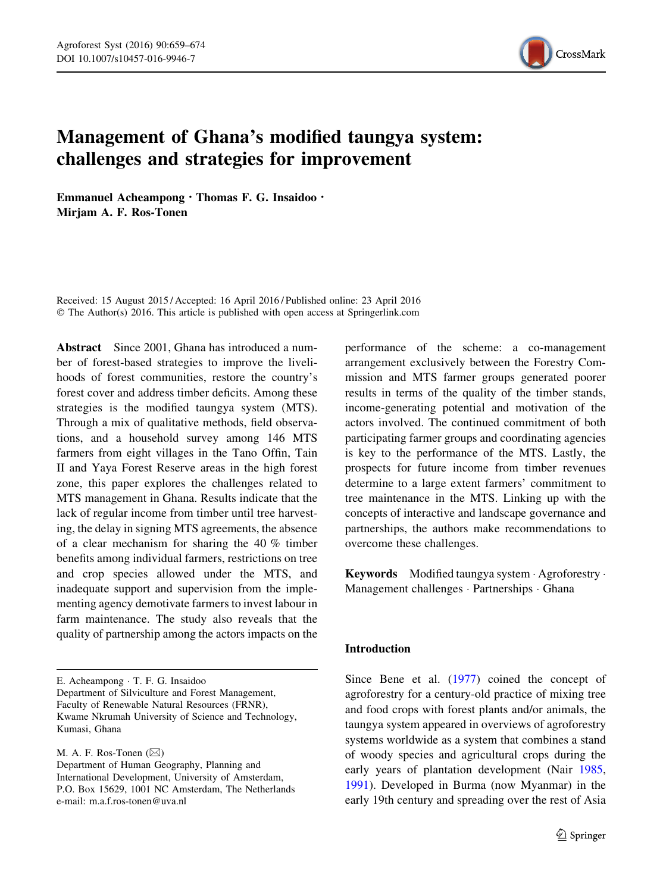# Management of Ghana's modified taungya system: challenges and strategies for improvement

**Emmanuel Acheampong · Thomas F. G. Insaidoo · Mirjam A. F. Ros-Tonen**

Received: 15 August 2015 / Accepted: 16 April 2016 / Published online: 23 April 2016
© The Author(s) 2016. This article is published with open access at Springerlink.com

**Abstract** Since 2001, Ghana has introduced a number of forest-based strategies to improve the livelihoods of forest communities, restore the country's forest cover and address timber deficits. Among these strategies is the modified taungya system (MTS). Through a mix of qualitative methods, field observations, and a household survey among 146 MTS farmers from eight villages in the Tano Offin, Tain II and Yaya Forest Reserve areas in the high forest zone, this paper explores the challenges related to MTS management in Ghana. Results indicate that the lack of regular income from timber until tree harvesting, the delay in signing MTS agreements, the absence of a clear mechanism for sharing the 40 % timber benefits among individual farmers, restrictions on tree and crop species allowed under the MTS, and inadequate support and supervision from the implementing agency demotivate farmers to invest labour in farm maintenance. The study also reveals that the quality of partnership among the actors impacts on the performance of the scheme: a co-management arrangement exclusively between the Forestry Commission and MTS farmer groups generated poorer results in terms of the quality of the timber stands, income-generating potential and motivation of the actors involved. The continued commitment of both participating farmer groups and coordinating agencies is key to the performance of the MTS. Lastly, the prospects for future income from timber revenues determine to a large extent farmers' commitment to tree maintenance in the MTS. Linking up with the concepts of interactive and landscape governance and partnerships, the authors make recommendations to overcome these challenges.

**Keywords** Modified taungya system · Agroforestry · Management challenges · Partnerships · Ghana

E. Acheampong · T. F. G. Insaidoo
Department of Silviculture and Forest Management, Faculty of Renewable Natural Resources (FRNR), Kwame Nkrumah University of Science and Technology, Kumasi, Ghana

M. A. F. Ros-Tonen (✉)
Department of Human Geography, Planning and International Development, University of Amsterdam, P.O. Box 15629, 1001 NC Amsterdam, The Netherlands
e-mail: m.a.f.ros-tonen@uva.nl

## Introduction

Since Bene et al. (1977) coined the concept of agroforestry for a century-old practice of mixing tree and food crops with forest plants and/or animals, the taungya system appeared in overviews of agroforestry systems worldwide as a system that combines a stand of woody species and agricultural crops during the early years of plantation development (Nair 1985, 1991). Developed in Burma (now Myanmar) in the early 19th century and spreading over the rest of Asia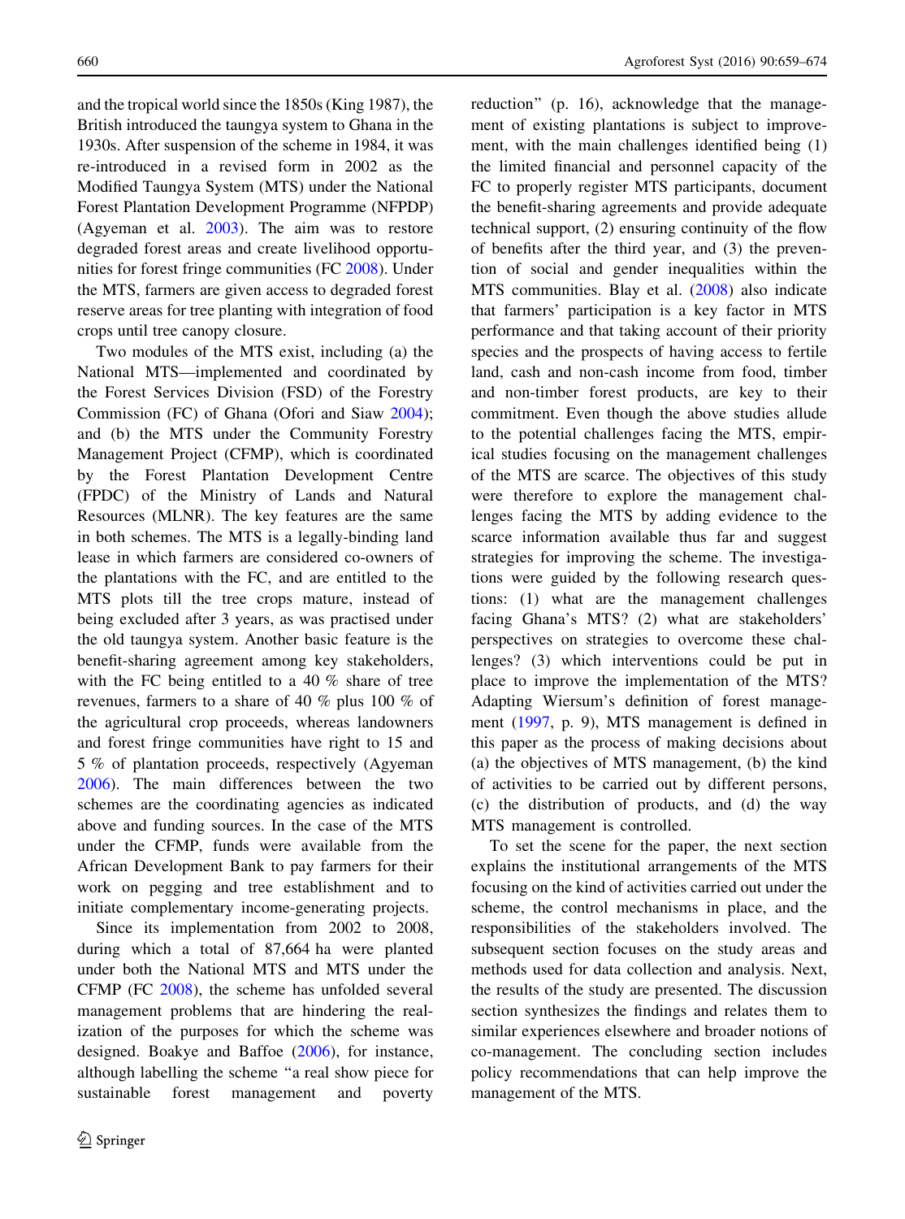and the tropical world since the 1850s (King 1987), the British introduced the taungya system to Ghana in the 1930s. After suspension of the scheme in 1984, it was re-introduced in a revised form in 2002 as the Modified Taungya System (MTS) under the National Forest Plantation Development Programme (NFPDP) (Agyeman et al. 2003). The aim was to restore degraded forest areas and create livelihood opportunities for forest fringe communities (FC 2008). Under the MTS, farmers are given access to degraded forest reserve areas for tree planting with integration of food crops until tree canopy closure.

Two modules of the MTS exist, including (a) the National MTS—implemented and coordinated by the Forest Services Division (FSD) of the Forestry Commission (FC) of Ghana (Ofori and Siaw 2004); and (b) the MTS under the Community Forestry Management Project (CFMP), which is coordinated by the Forest Plantation Development Centre (FPDC) of the Ministry of Lands and Natural Resources (MLNR). The key features are the same in both schemes. The MTS is a legally-binding land lease in which farmers are considered co-owners of the plantations with the FC, and are entitled to the MTS plots till the tree crops mature, instead of being excluded after 3 years, as was practised under the old taungya system. Another basic feature is the benefit-sharing agreement among key stakeholders, with the FC being entitled to a 40 % share of tree revenues, farmers to a share of 40 % plus 100 % of the agricultural crop proceeds, whereas landowners and forest fringe communities have right to 15 and 5 % of plantation proceeds, respectively (Agyeman 2006). The main differences between the two schemes are the coordinating agencies as indicated above and funding sources. In the case of the MTS under the CFMP, funds were available from the African Development Bank to pay farmers for their work on pegging and tree establishment and to initiate complementary income-generating projects.

Since its implementation from 2002 to 2008, during which a total of 87,664 ha were planted under both the National MTS and MTS under the CFMP (FC 2008), the scheme has unfolded several management problems that are hindering the realization of the purposes for which the scheme was designed. Boakye and Baffoe (2006), for instance, although labelling the scheme "a real show piece for sustainable forest management and poverty reduction" (p. 16), acknowledge that the management of existing plantations is subject to improvement, with the main challenges identified being (1) the limited financial and personnel capacity of the FC to properly register MTS participants, document the benefit-sharing agreements and provide adequate technical support, (2) ensuring continuity of the flow of benefits after the third year, and (3) the prevention of social and gender inequalities within the MTS communities. Blay et al. (2008) also indicate that farmers' participation is a key factor in MTS performance and that taking account of their priority species and the prospects of having access to fertile land, cash and non-cash income from food, timber and non-timber forest products, are key to their commitment. Even though the above studies allude to the potential challenges facing the MTS, empirical studies focusing on the management challenges of the MTS are scarce. The objectives of this study were therefore to explore the management challenges facing the MTS by adding evidence to the scarce information available thus far and suggest strategies for improving the scheme. The investigations were guided by the following research questions: (1) what are the management challenges facing Ghana's MTS? (2) what are stakeholders' perspectives on strategies to overcome these challenges? (3) which interventions could be put in place to improve the implementation of the MTS? Adapting Wiersum's definition of forest management (1997, p. 9), MTS management is defined in this paper as the process of making decisions about (a) the objectives of MTS management, (b) the kind of activities to be carried out by different persons, (c) the distribution of products, and (d) the way MTS management is controlled.

To set the scene for the paper, the next section explains the institutional arrangements of the MTS focusing on the kind of activities carried out under the scheme, the control mechanisms in place, and the responsibilities of the stakeholders involved. The subsequent section focuses on the study areas and methods used for data collection and analysis. Next, the results of the study are presented. The discussion section synthesizes the findings and relates them to similar experiences elsewhere and broader notions of co-management. The concluding section includes policy recommendations that can help improve the management of the MTS.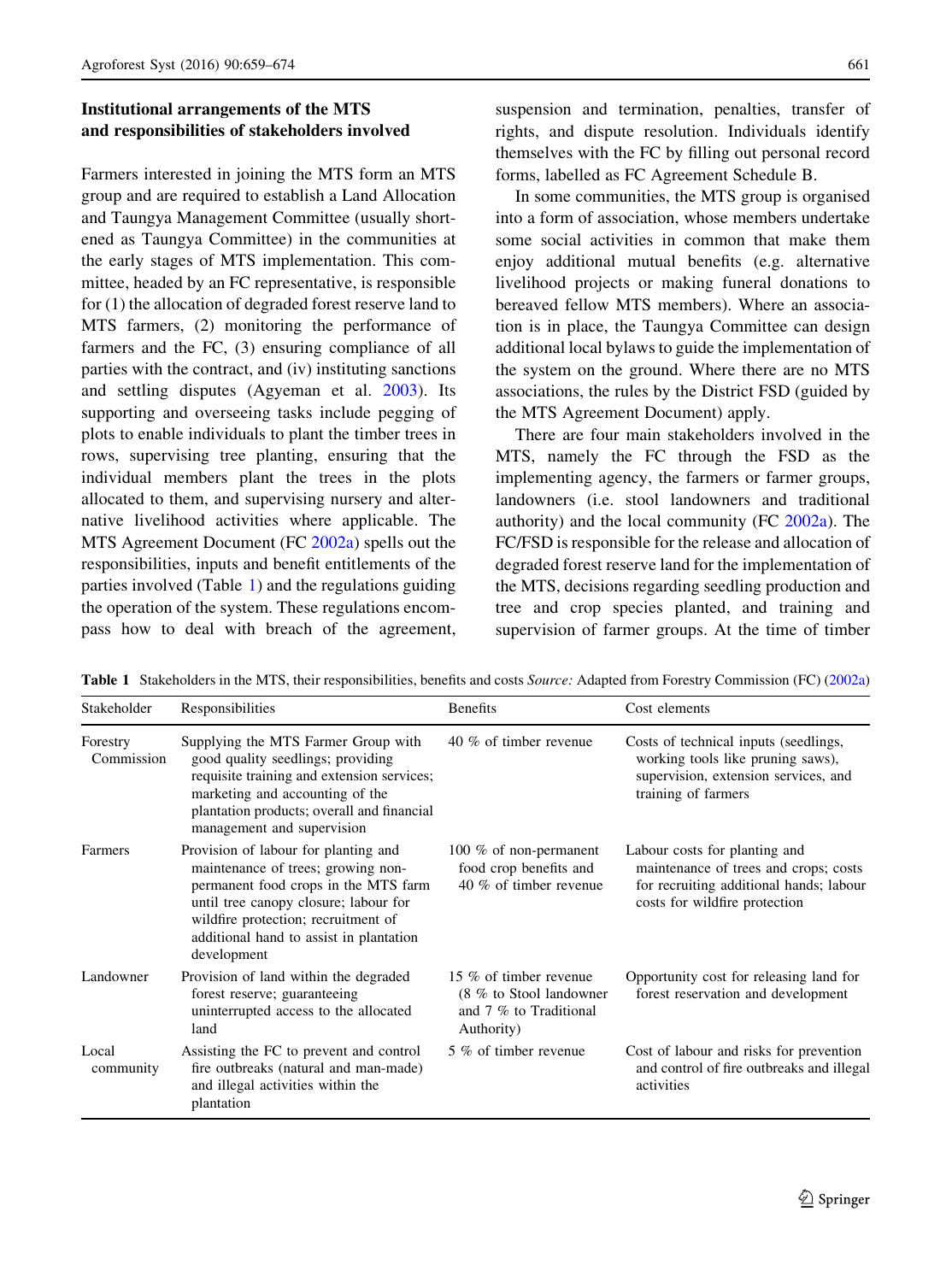### Institutional arrangements of the MTS and responsibilities of stakeholders involved

Farmers interested in joining the MTS form an MTS group and are required to establish a Land Allocation and Taungya Management Committee (usually shortened as Taungya Committee) in the communities at the early stages of MTS implementation. This committee, headed by an FC representative, is responsible for (1) the allocation of degraded forest reserve land to MTS farmers, (2) monitoring the performance of farmers and the FC, (3) ensuring compliance of all parties with the contract, and (iv) instituting sanctions and settling disputes (Agyeman et al. 2003). Its supporting and overseeing tasks include pegging of plots to enable individuals to plant the timber trees in rows, supervising tree planting, ensuring that the individual members plant the trees in the plots allocated to them, and supervising nursery and alternative livelihood activities where applicable. The MTS Agreement Document (FC 2002a) spells out the responsibilities, inputs and benefit entitlements of the parties involved (Table 1) and the regulations guiding the operation of the system. These regulations encompass how to deal with breach of the agreement, suspension and termination, penalties, transfer of rights, and dispute resolution. Individuals identify themselves with the FC by filling out personal record forms, labelled as FC Agreement Schedule B.

In some communities, the MTS group is organised into a form of association, whose members undertake some social activities in common that make them enjoy additional mutual benefits (e.g. alternative livelihood projects or making funeral donations to bereaved fellow MTS members). Where an association is in place, the Taungya Committee can design additional local bylaws to guide the implementation of the system on the ground. Where there are no MTS associations, the rules by the District FSD (guided by the MTS Agreement Document) apply.

There are four main stakeholders involved in the MTS, namely the FC through the FSD as the implementing agency, the farmers or farmer groups, landowners (i.e. stool landowners and traditional authority) and the local community (FC 2002a). The FC/FSD is responsible for the release and allocation of degraded forest reserve land for the implementation of the MTS, decisions regarding seedling production and tree and crop species planted, and training and supervision of farmer groups. At the time of timber

**Table 1** Stakeholders in the MTS, their responsibilities, benefits and costs *Source:* Adapted from Forestry Commission (FC) (2002a)

| Stakeholder | Responsibilities | Benefits | Cost elements |
|---|---|---|---|
| Forestry Commission | Supplying the MTS Farmer Group with good quality seedlings; providing requisite training and extension services; marketing and accounting of the plantation products; overall and financial management and supervision | 40 % of timber revenue | Costs of technical inputs (seedlings, working tools like pruning saws), supervision, extension services, and training of farmers |
| Farmers | Provision of labour for planting and maintenance of trees; growing non-permanent food crops in the MTS farm until tree canopy closure; labour for wildfire protection; recruitment of additional hand to assist in plantation development | 100 % of non-permanent food crop benefits and 40 % of timber revenue | Labour costs for planting and maintenance of trees and crops; costs for recruiting additional hands; labour costs for wildfire protection |
| Landowner | Provision of land within the degraded forest reserve; guaranteeing uninterrupted access to the allocated land | 15 % of timber revenue (8 % to Stool landowner and 7 % to Traditional Authority) | Opportunity cost for releasing land for forest reservation and development |
| Local community | Assisting the FC to prevent and control fire outbreaks (natural and man-made) and illegal activities within the plantation | 5 % of timber revenue | Cost of labour and risks for prevention and control of fire outbreaks and illegal activities |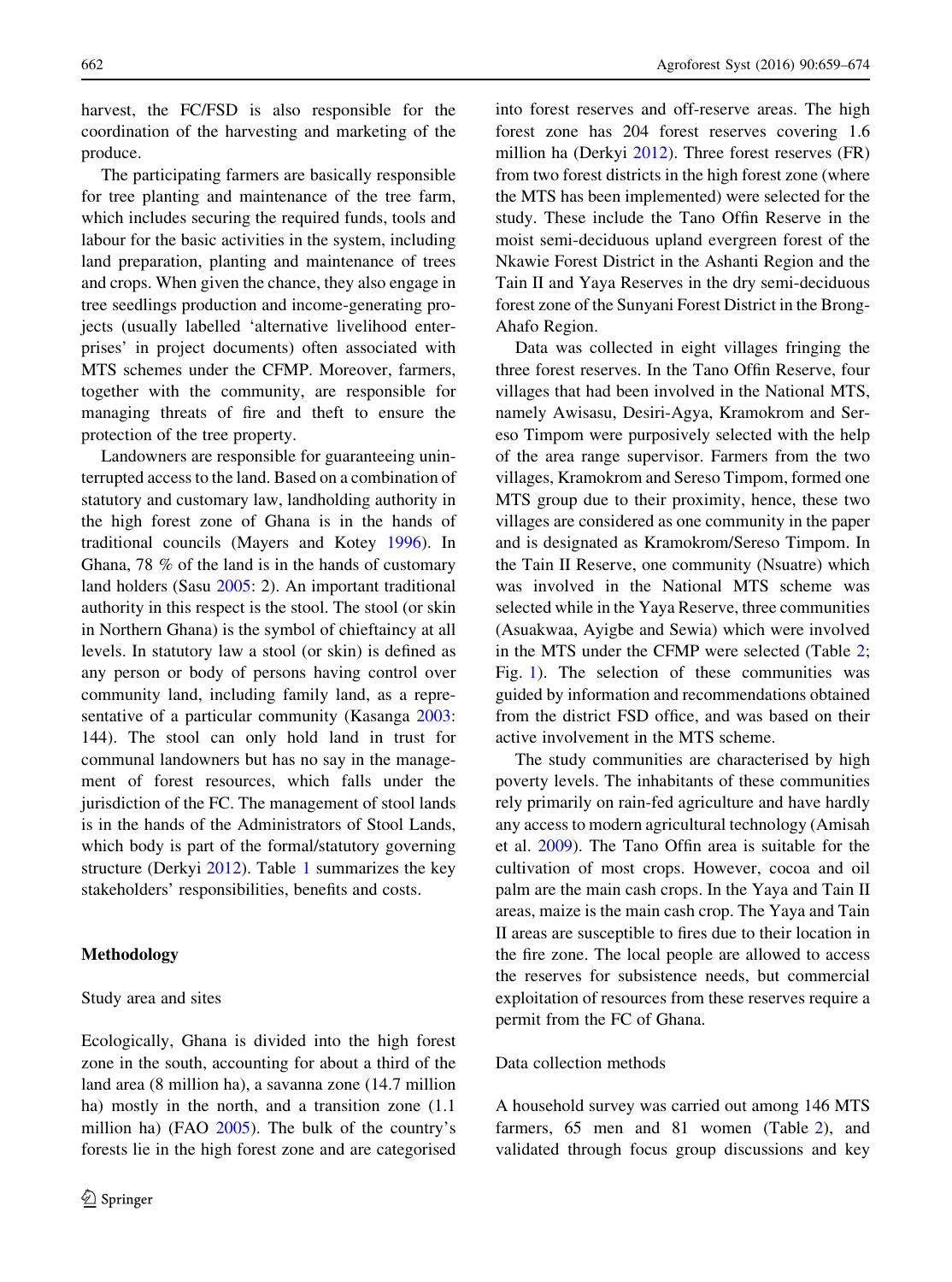harvest, the FC/FSD is also responsible for the coordination of the harvesting and marketing of the produce.

The participating farmers are basically responsible for tree planting and maintenance of the tree farm, which includes securing the required funds, tools and labour for the basic activities in the system, including land preparation, planting and maintenance of trees and crops. When given the chance, they also engage in tree seedlings production and income-generating projects (usually labelled 'alternative livelihood enterprises' in project documents) often associated with MTS schemes under the CFMP. Moreover, farmers, together with the community, are responsible for managing threats of fire and theft to ensure the protection of the tree property.

Landowners are responsible for guaranteeing uninterrupted access to the land. Based on a combination of statutory and customary law, landholding authority in the high forest zone of Ghana is in the hands of traditional councils (Mayers and Kotey 1996). In Ghana, 78 % of the land is in the hands of customary land holders (Sasu 2005: 2). An important traditional authority in this respect is the stool. The stool (or skin in Northern Ghana) is the symbol of chieftaincy at all levels. In statutory law a stool (or skin) is defined as any person or body of persons having control over community land, including family land, as a representative of a particular community (Kasanga 2003: 144). The stool can only hold land in trust for communal landowners but has no say in the management of forest resources, which falls under the jurisdiction of the FC. The management of stool lands is in the hands of the Administrators of Stool Lands, which body is part of the formal/statutory governing structure (Derkyi 2012). Table 1 summarizes the key stakeholders' responsibilities, benefits and costs.

## Methodology

### Study area and sites

Ecologically, Ghana is divided into the high forest zone in the south, accounting for about a third of the land area (8 million ha), a savanna zone (14.7 million ha) mostly in the north, and a transition zone (1.1 million ha) (FAO 2005). The bulk of the country's forests lie in the high forest zone and are categorised into forest reserves and off-reserve areas. The high forest zone has 204 forest reserves covering 1.6 million ha (Derkyi 2012). Three forest reserves (FR) from two forest districts in the high forest zone (where the MTS has been implemented) were selected for the study. These include the Tano Offin Reserve in the moist semi-deciduous upland evergreen forest of the Nkawie Forest District in the Ashanti Region and the Tain II and Yaya Reserves in the dry semi-deciduous forest zone of the Sunyani Forest District in the Brong-Ahafo Region.

Data was collected in eight villages fringing the three forest reserves. In the Tano Offin Reserve, four villages that had been involved in the National MTS, namely Awisasu, Desiri-Agya, Kramokrom and Sereso Timpom were purposively selected with the help of the area range supervisor. Farmers from the two villages, Kramokrom and Sereso Timpom, formed one MTS group due to their proximity, hence, these two villages are considered as one community in the paper and is designated as Kramokrom/Sereso Timpom. In the Tain II Reserve, one community (Nsuatre) which was involved in the National MTS scheme was selected while in the Yaya Reserve, three communities (Asuakwaa, Ayigbe and Sewia) which were involved in the MTS under the CFMP were selected (Table 2; Fig. 1). The selection of these communities was guided by information and recommendations obtained from the district FSD office, and was based on their active involvement in the MTS scheme.

The study communities are characterised by high poverty levels. The inhabitants of these communities rely primarily on rain-fed agriculture and have hardly any access to modern agricultural technology (Amisah et al. 2009). The Tano Offin area is suitable for the cultivation of most crops. However, cocoa and oil palm are the main cash crops. In the Yaya and Tain II areas, maize is the main cash crop. The Yaya and Tain II areas are susceptible to fires due to their location in the fire zone. The local people are allowed to access the reserves for subsistence needs, but commercial exploitation of resources from these reserves require a permit from the FC of Ghana.

### Data collection methods

A household survey was carried out among 146 MTS farmers, 65 men and 81 women (Table 2), and validated through focus group discussions and key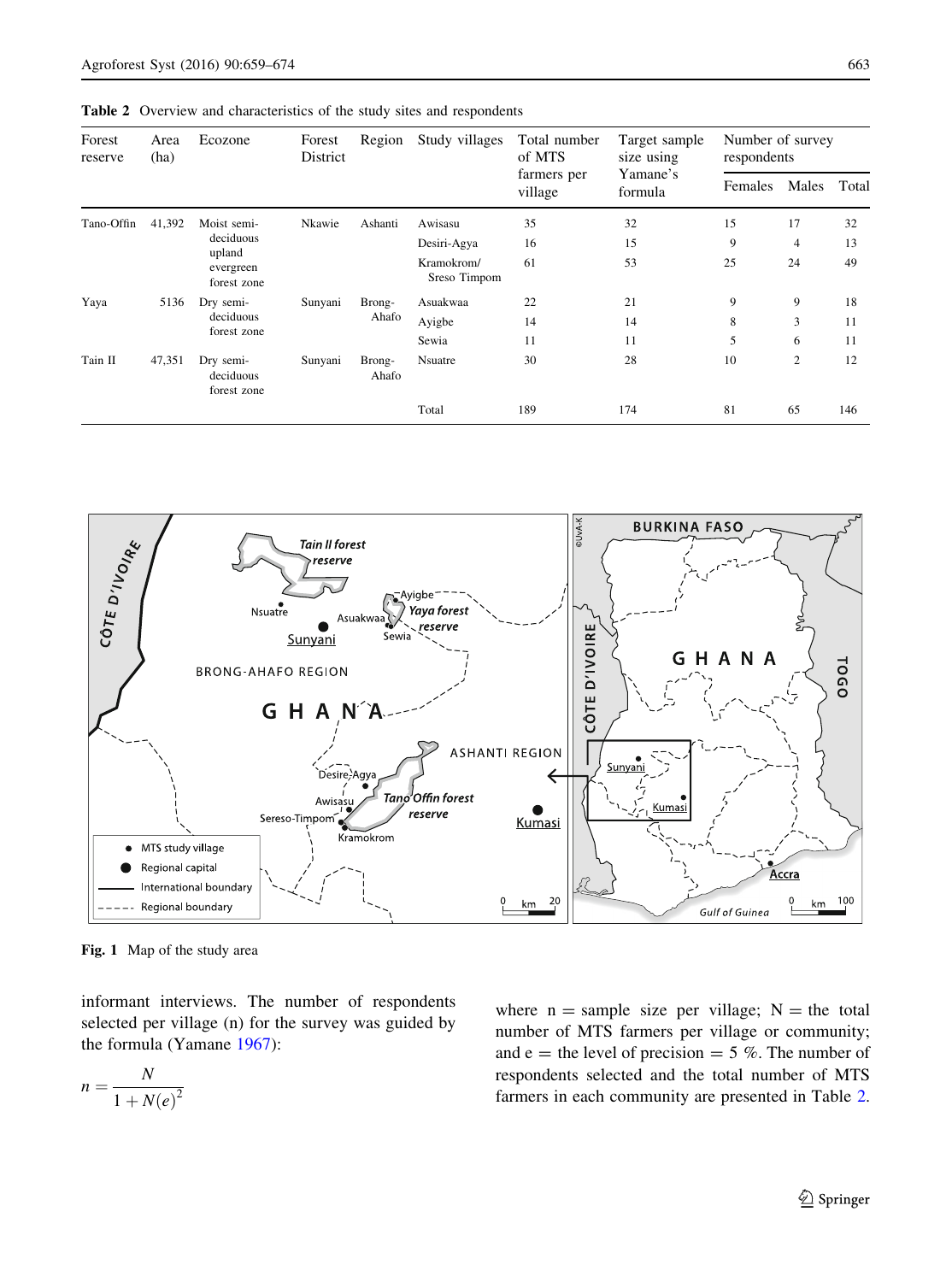**Table 2** Overview and characteristics of the study sites and respondents

| Forest reserve | Area (ha) | Ecozone | Forest District | Region | Study villages | Total number of MTS farmers per village | Target sample size using Yamane's formula | Number of survey respondents | | |
|---|---|---|---|---|---|---|---|---|---|---|
| | | | | | | | | Females | Males | Total |
| Tano-Offin | 41,392 | Moist semi-deciduous upland evergreen forest zone | Nkawie | Ashanti | Awisasu | 35 | 32 | 15 | 17 | 32 |
| | | | | | Desiri-Agya | 16 | 15 | 9 | 4 | 13 |
| | | | | | Kramokrom/ Sreso Timpom | 61 | 53 | 25 | 24 | 49 |
| Yaya | 5136 | Dry semi-deciduous forest zone | Sunyani | Brong-Ahafo | Asuakwaa | 22 | 21 | 9 | 9 | 18 |
| | | | | | Ayigbe | 14 | 14 | 8 | 3 | 11 |
| | | | | | Sewia | 11 | 11 | 5 | 6 | 11 |
| Tain II | 47,351 | Dry semi-deciduous forest zone | Sunyani | Brong-Ahafo | Nsuatre | 30 | 28 | 10 | 2 | 12 |
| | | | | | Total | 189 | 174 | 81 | 65 | 146 |

**Fig. 1** Map of the study area

informant interviews. The number of respondents selected per village (n) for the survey was guided by the formula (Yamane 1967):

$$n = \frac{N}{1 + N(e)^2}$$

where n = sample size per village; N = the total number of MTS farmers per village or community; and e = the level of precision = 5 %. The number of respondents selected and the total number of MTS farmers in each community are presented in Table 2.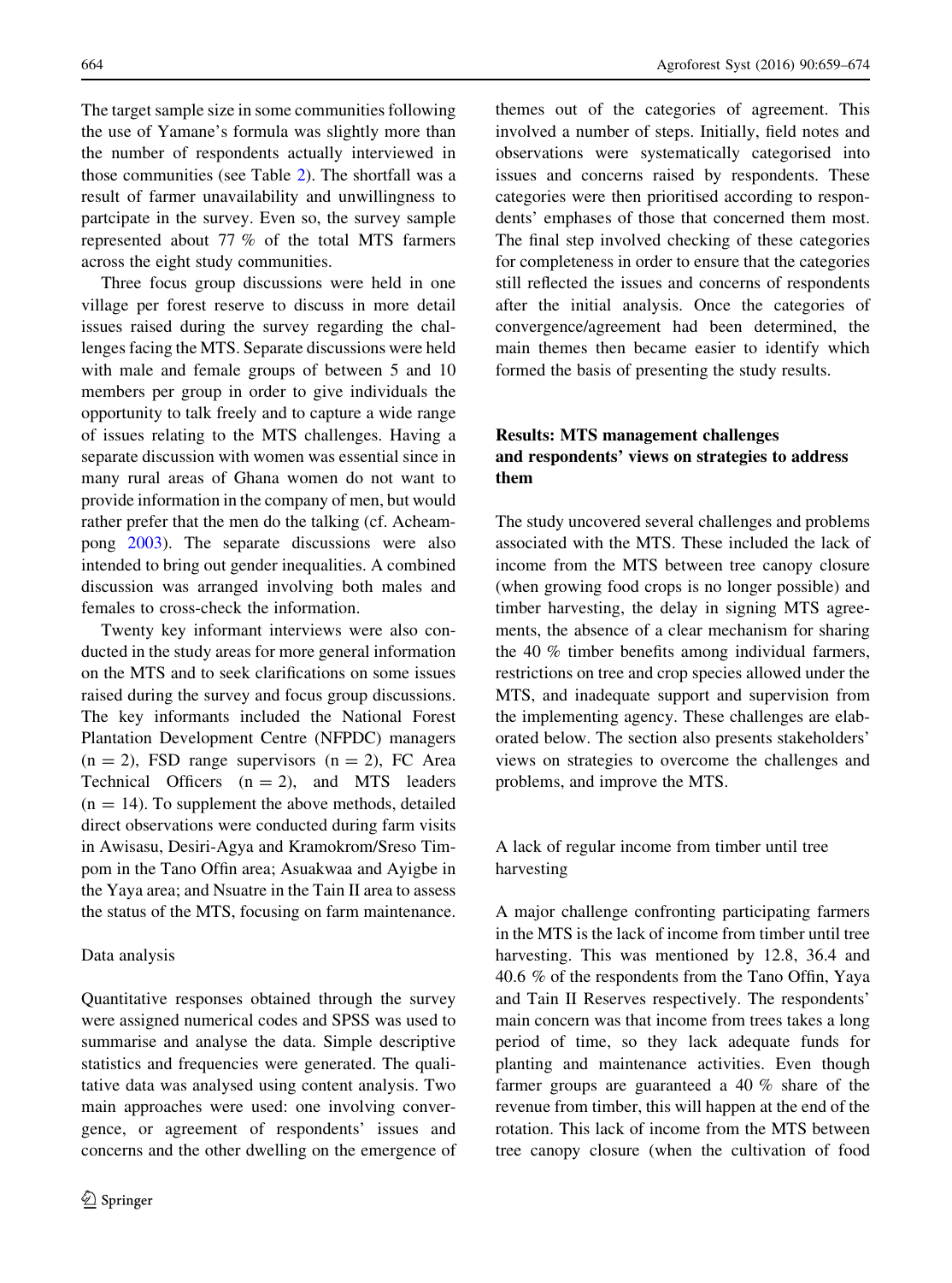The target sample size in some communities following the use of Yamane's formula was slightly more than the number of respondents actually interviewed in those communities (see Table 2). The shortfall was a result of farmer unavailability and unwillingness to partcipate in the survey. Even so, the survey sample represented about 77 % of the total MTS farmers across the eight study communities.

Three focus group discussions were held in one village per forest reserve to discuss in more detail issues raised during the survey regarding the challenges facing the MTS. Separate discussions were held with male and female groups of between 5 and 10 members per group in order to give individuals the opportunity to talk freely and to capture a wide range of issues relating to the MTS challenges. Having a separate discussion with women was essential since in many rural areas of Ghana women do not want to provide information in the company of men, but would rather prefer that the men do the talking (cf. Acheampong 2003). The separate discussions were also intended to bring out gender inequalities. A combined discussion was arranged involving both males and females to cross-check the information.

Twenty key informant interviews were also conducted in the study areas for more general information on the MTS and to seek clarifications on some issues raised during the survey and focus group discussions. The key informants included the National Forest Plantation Development Centre (NFPDC) managers (n = 2), FSD range supervisors (n = 2), FC Area Technical Officers (n = 2), and MTS leaders (n = 14). To supplement the above methods, detailed direct observations were conducted during farm visits in Awisasu, Desiri-Agya and Kramokrom/Sreso Timpom in the Tano Offin area; Asuakwaa and Ayigbe in the Yaya area; and Nsuatre in the Tain II area to assess the status of the MTS, focusing on farm maintenance.

### Data analysis

Quantitative responses obtained through the survey were assigned numerical codes and SPSS was used to summarise and analyse the data. Simple descriptive statistics and frequencies were generated. The qualitative data was analysed using content analysis. Two main approaches were used: one involving convergence, or agreement of respondents' issues and concerns and the other dwelling on the emergence of themes out of the categories of agreement. This involved a number of steps. Initially, field notes and observations were systematically categorised into issues and concerns raised by respondents. These categories were then prioritised according to respondents' emphases of those that concerned them most. The final step involved checking of these categories for completeness in order to ensure that the categories still reflected the issues and concerns of respondents after the initial analysis. Once the categories of convergence/agreement had been determined, the main themes then became easier to identify which formed the basis of presenting the study results.

## Results: MTS management challenges and respondents' views on strategies to address them

The study uncovered several challenges and problems associated with the MTS. These included the lack of income from the MTS between tree canopy closure (when growing food crops is no longer possible) and timber harvesting, the delay in signing MTS agreements, the absence of a clear mechanism for sharing the 40 % timber benefits among individual farmers, restrictions on tree and crop species allowed under the MTS, and inadequate support and supervision from the implementing agency. These challenges are elaborated below. The section also presents stakeholders' views on strategies to overcome the challenges and problems, and improve the MTS.

### A lack of regular income from timber until tree harvesting

A major challenge confronting participating farmers in the MTS is the lack of income from timber until tree harvesting. This was mentioned by 12.8, 36.4 and 40.6 % of the respondents from the Tano Offin, Yaya and Tain II Reserves respectively. The respondents' main concern was that income from trees takes a long period of time, so they lack adequate funds for planting and maintenance activities. Even though farmer groups are guaranteed a 40 % share of the revenue from timber, this will happen at the end of the rotation. This lack of income from the MTS between tree canopy closure (when the cultivation of food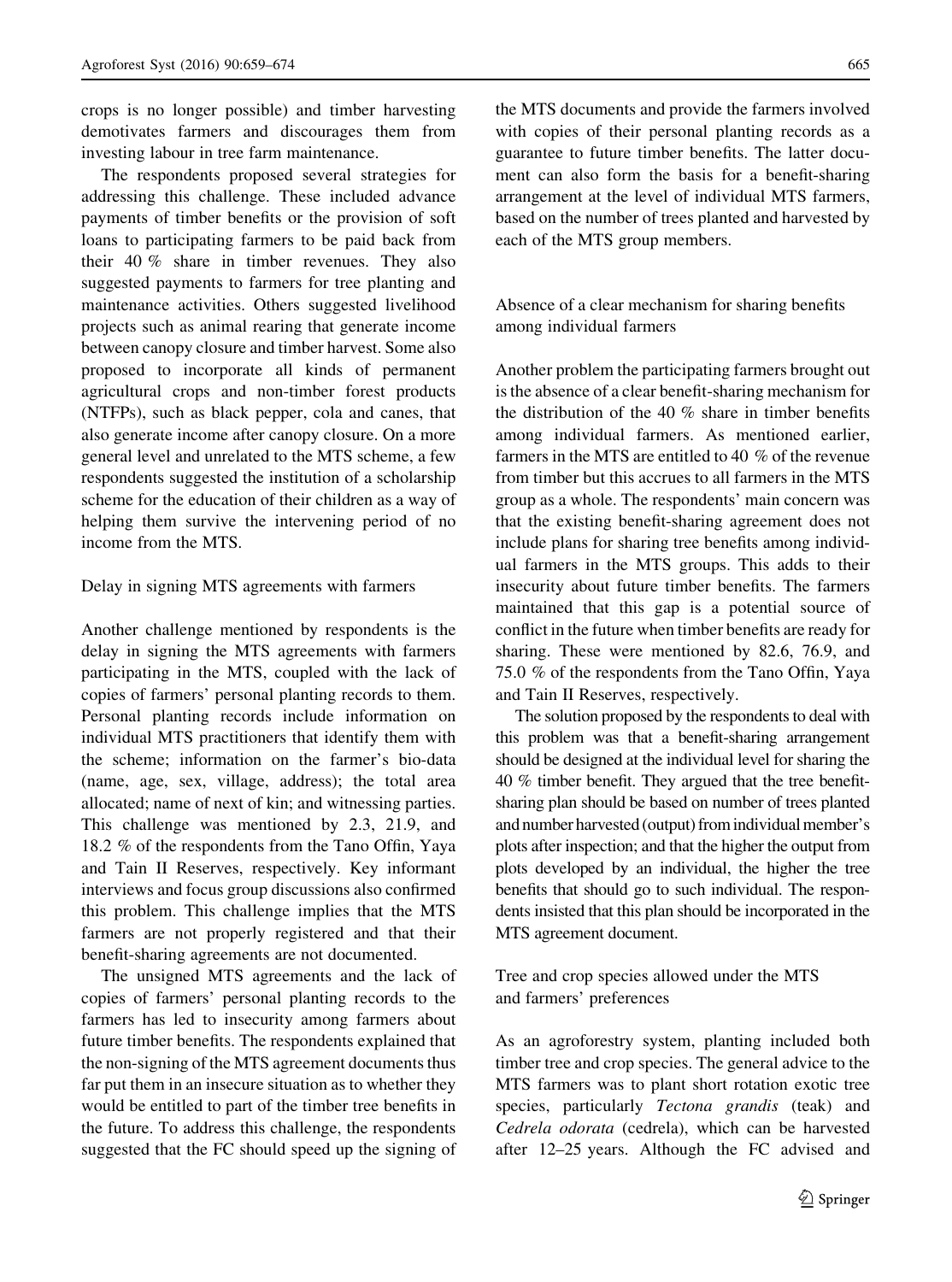crops is no longer possible) and timber harvesting demotivates farmers and discourages them from investing labour in tree farm maintenance.

The respondents proposed several strategies for addressing this challenge. These included advance payments of timber benefits or the provision of soft loans to participating farmers to be paid back from their 40 % share in timber revenues. They also suggested payments to farmers for tree planting and maintenance activities. Others suggested livelihood projects such as animal rearing that generate income between canopy closure and timber harvest. Some also proposed to incorporate all kinds of permanent agricultural crops and non-timber forest products (NTFPs), such as black pepper, cola and canes, that also generate income after canopy closure. On a more general level and unrelated to the MTS scheme, a few respondents suggested the institution of a scholarship scheme for the education of their children as a way of helping them survive the intervening period of no income from the MTS.

### Delay in signing MTS agreements with farmers

Another challenge mentioned by respondents is the delay in signing the MTS agreements with farmers participating in the MTS, coupled with the lack of copies of farmers' personal planting records to them. Personal planting records include information on individual MTS practitioners that identify them with the scheme; information on the farmer's bio-data (name, age, sex, village, address); the total area allocated; name of next of kin; and witnessing parties. This challenge was mentioned by 2.3, 21.9, and 18.2 % of the respondents from the Tano Offin, Yaya and Tain II Reserves, respectively. Key informant interviews and focus group discussions also confirmed this problem. This challenge implies that the MTS farmers are not properly registered and that their benefit-sharing agreements are not documented.

The unsigned MTS agreements and the lack of copies of farmers' personal planting records to the farmers has led to insecurity among farmers about future timber benefits. The respondents explained that the non-signing of the MTS agreement documents thus far put them in an insecure situation as to whether they would be entitled to part of the timber tree benefits in the future. To address this challenge, the respondents suggested that the FC should speed up the signing of the MTS documents and provide the farmers involved with copies of their personal planting records as a guarantee to future timber benefits. The latter document can also form the basis for a benefit-sharing arrangement at the level of individual MTS farmers, based on the number of trees planted and harvested by each of the MTS group members.

### Absence of a clear mechanism for sharing benefits among individual farmers

Another problem the participating farmers brought out is the absence of a clear benefit-sharing mechanism for the distribution of the 40 % share in timber benefits among individual farmers. As mentioned earlier, farmers in the MTS are entitled to 40 % of the revenue from timber but this accrues to all farmers in the MTS group as a whole. The respondents' main concern was that the existing benefit-sharing agreement does not include plans for sharing tree benefits among individual farmers in the MTS groups. This adds to their insecurity about future timber benefits. The farmers maintained that this gap is a potential source of conflict in the future when timber benefits are ready for sharing. These were mentioned by 82.6, 76.9, and 75.0 % of the respondents from the Tano Offin, Yaya and Tain II Reserves, respectively.

The solution proposed by the respondents to deal with this problem was that a benefit-sharing arrangement should be designed at the individual level for sharing the 40 % timber benefit. They argued that the tree benefit-sharing plan should be based on number of trees planted and number harvested (output) from individual member's plots after inspection; and that the higher the output from plots developed by an individual, the higher the tree benefits that should go to such individual. The respondents insisted that this plan should be incorporated in the MTS agreement document.

### Tree and crop species allowed under the MTS and farmers' preferences

As an agroforestry system, planting included both timber tree and crop species. The general advice to the MTS farmers was to plant short rotation exotic tree species, particularly *Tectona grandis* (teak) and *Cedrela odorata* (cedrela), which can be harvested after 12–25 years. Although the FC advised and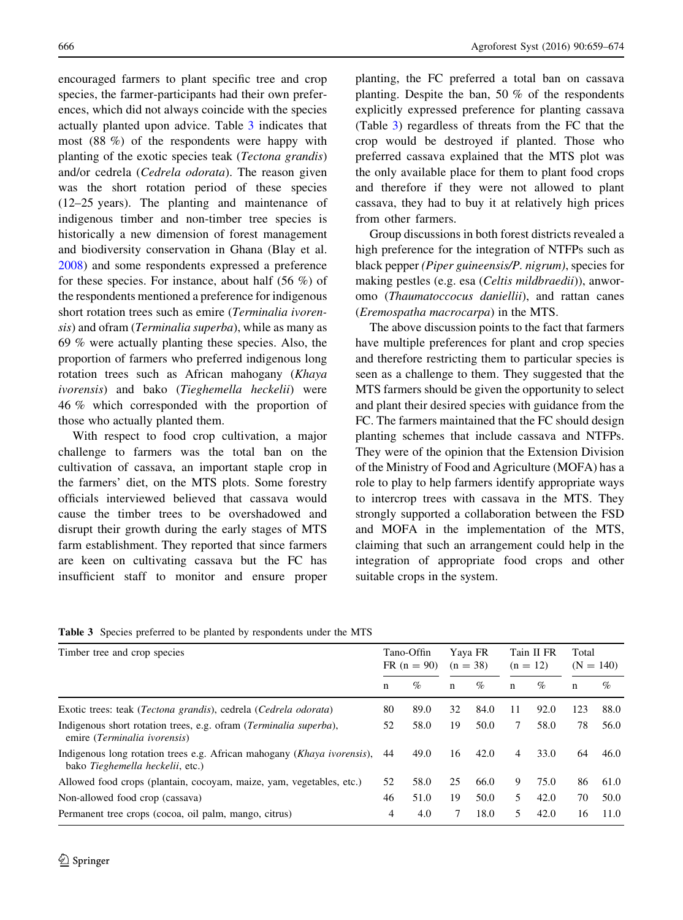encouraged farmers to plant specific tree and crop species, the farmer-participants had their own preferences, which did not always coincide with the species actually planted upon advice. Table 3 indicates that most (88 %) of the respondents were happy with planting of the exotic species teak (*Tectona grandis*) and/or cedrela (*Cedrela odorata*). The reason given was the short rotation period of these species (12–25 years). The planting and maintenance of indigenous timber and non-timber tree species is historically a new dimension of forest management and biodiversity conservation in Ghana (Blay et al. 2008) and some respondents expressed a preference for these species. For instance, about half (56 %) of the respondents mentioned a preference for indigenous short rotation trees such as emire (*Terminalia ivorensis*) and ofram (*Terminalia superba*), while as many as 69 % were actually planting these species. Also, the proportion of farmers who preferred indigenous long rotation trees such as African mahogany (*Khaya ivorensis*) and bako (*Tieghemella heckelii*) were 46 % which corresponded with the proportion of those who actually planted them.

With respect to food crop cultivation, a major challenge to farmers was the total ban on the cultivation of cassava, an important staple crop in the farmers' diet, on the MTS plots. Some forestry officials interviewed believed that cassava would cause the timber trees to be overshadowed and disrupt their growth during the early stages of MTS farm establishment. They reported that since farmers are keen on cultivating cassava but the FC has insufficient staff to monitor and ensure proper planting, the FC preferred a total ban on cassava planting. Despite the ban, 50 % of the respondents explicitly expressed preference for planting cassava (Table 3) regardless of threats from the FC that the crop would be destroyed if planted. Those who preferred cassava explained that the MTS plot was the only available place for them to plant food crops and therefore if they were not allowed to plant cassava, they had to buy it at relatively high prices from other farmers.

Group discussions in both forest districts revealed a high preference for the integration of NTFPs such as black pepper *(Piper guineensis/P. nigrum)*, species for making pestles (e.g. esa (*Celtis mildbraedii*)), anworomo (*Thaumatoccocus daniellii*), and rattan canes (*Eremospatha macrocarpa*) in the MTS.

The above discussion points to the fact that farmers have multiple preferences for plant and crop species and therefore restricting them to particular species is seen as a challenge to them. They suggested that the MTS farmers should be given the opportunity to select and plant their desired species with guidance from the FC. The farmers maintained that the FC should design planting schemes that include cassava and NTFPs. They were of the opinion that the Extension Division of the Ministry of Food and Agriculture (MOFA) has a role to play to help farmers identify appropriate ways to intercrop trees with cassava in the MTS. They strongly supported a collaboration between the FSD and MOFA in the implementation of the MTS, claiming that such an arrangement could help in the integration of appropriate food crops and other suitable crops in the system.

**Table 3** Species preferred to be planted by respondents under the MTS

| Timber tree and crop species | Tano-Offin FR (n = 90) | | Yaya FR (n = 38) | | Tain II FR (n = 12) | | Total (N = 140) | |
|---|---|---|---|---|---|---|---|---|
| | n | % | n | % | n | % | n | % |
| Exotic trees: teak (*Tectona grandis*), cedrela (*Cedrela odorata*) | 80 | 89.0 | 32 | 84.0 | 11 | 92.0 | 123 | 88.0 |
| Indigenous short rotation trees, e.g. ofram (*Terminalia superba*), emire (*Terminalia ivorensis*) | 52 | 58.0 | 19 | 50.0 | 7 | 58.0 | 78 | 56.0 |
| Indigenous long rotation trees e.g. African mahogany (*Khaya ivorensis*), bako *Tieghemella heckelii*, etc.) | 44 | 49.0 | 16 | 42.0 | 4 | 33.0 | 64 | 46.0 |
| Allowed food crops (plantain, cocoyam, maize, yam, vegetables, etc.) | 52 | 58.0 | 25 | 66.0 | 9 | 75.0 | 86 | 61.0 |
| Non-allowed food crop (cassava) | 46 | 51.0 | 19 | 50.0 | 5 | 42.0 | 70 | 50.0 |
| Permanent tree crops (cocoa, oil palm, mango, citrus) | 4 | 4.0 | 7 | 18.0 | 5 | 42.0 | 16 | 11.0 |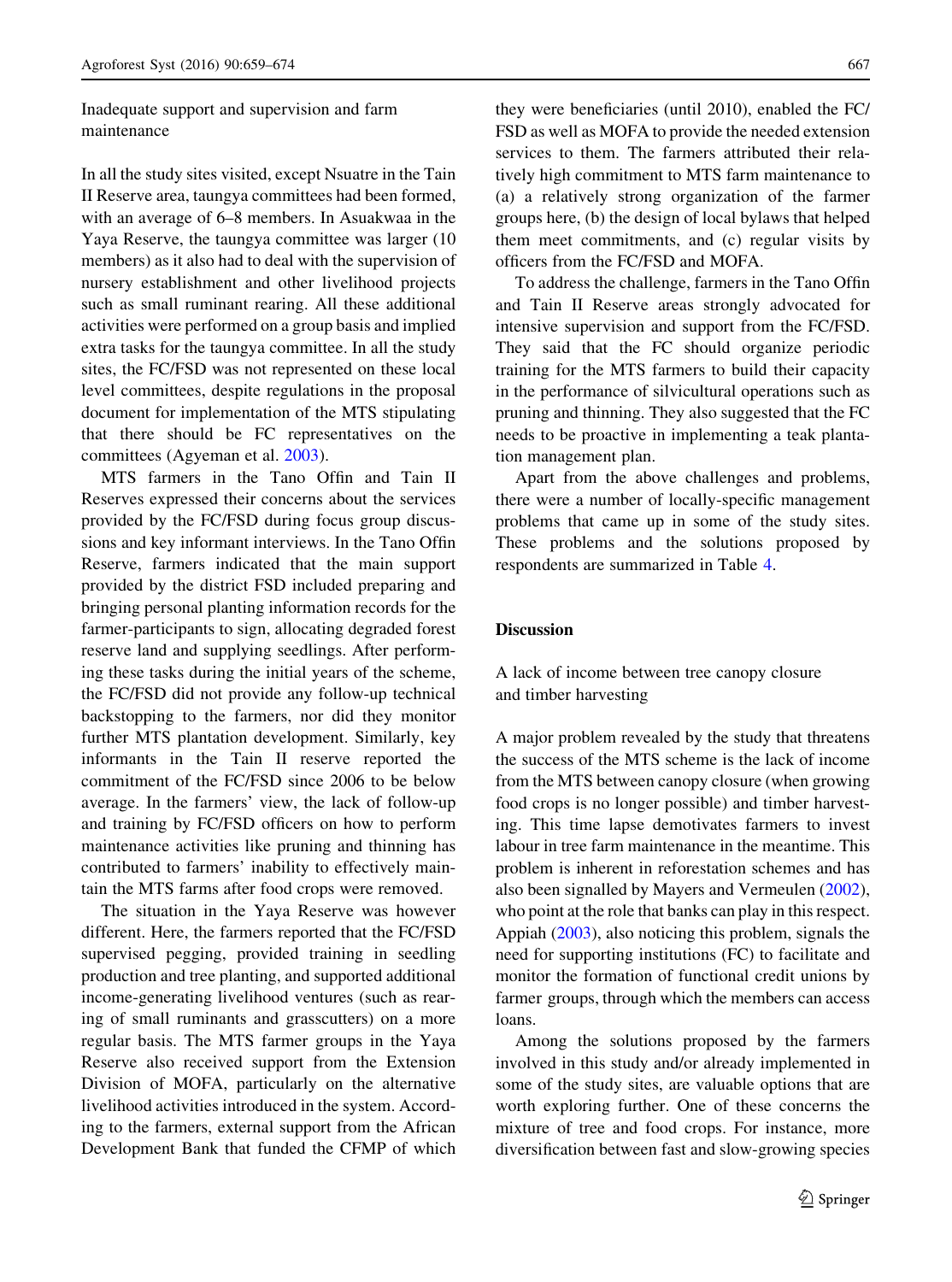### Inadequate support and supervision and farm maintenance

In all the study sites visited, except Nsuatre in the Tain II Reserve area, taungya committees had been formed, with an average of 6–8 members. In Asuakwaa in the Yaya Reserve, the taungya committee was larger (10 members) as it also had to deal with the supervision of nursery establishment and other livelihood projects such as small ruminant rearing. All these additional activities were performed on a group basis and implied extra tasks for the taungya committee. In all the study sites, the FC/FSD was not represented on these local level committees, despite regulations in the proposal document for implementation of the MTS stipulating that there should be FC representatives on the committees (Agyeman et al. 2003).

MTS farmers in the Tano Offin and Tain II Reserves expressed their concerns about the services provided by the FC/FSD during focus group discussions and key informant interviews. In the Tano Offin Reserve, farmers indicated that the main support provided by the district FSD included preparing and bringing personal planting information records for the farmer-participants to sign, allocating degraded forest reserve land and supplying seedlings. After performing these tasks during the initial years of the scheme, the FC/FSD did not provide any follow-up technical backstopping to the farmers, nor did they monitor further MTS plantation development. Similarly, key informants in the Tain II reserve reported the commitment of the FC/FSD since 2006 to be below average. In the farmers' view, the lack of follow-up and training by FC/FSD officers on how to perform maintenance activities like pruning and thinning has contributed to farmers' inability to effectively maintain the MTS farms after food crops were removed.

The situation in the Yaya Reserve was however different. Here, the farmers reported that the FC/FSD supervised pegging, provided training in seedling production and tree planting, and supported additional income-generating livelihood ventures (such as rearing of small ruminants and grasscutters) on a more regular basis. The MTS farmer groups in the Yaya Reserve also received support from the Extension Division of MOFA, particularly on the alternative livelihood activities introduced in the system. According to the farmers, external support from the African Development Bank that funded the CFMP of which they were beneficiaries (until 2010), enabled the FC/FSD as well as MOFA to provide the needed extension services to them. The farmers attributed their relatively high commitment to MTS farm maintenance to (a) a relatively strong organization of the farmer groups here, (b) the design of local bylaws that helped them meet commitments, and (c) regular visits by officers from the FC/FSD and MOFA.

To address the challenge, farmers in the Tano Offin and Tain II Reserve areas strongly advocated for intensive supervision and support from the FC/FSD. They said that the FC should organize periodic training for the MTS farmers to build their capacity in the performance of silvicultural operations such as pruning and thinning. They also suggested that the FC needs to be proactive in implementing a teak plantation management plan.

Apart from the above challenges and problems, there were a number of locally-specific management problems that came up in some of the study sites. These problems and the solutions proposed by respondents are summarized in Table 4.

## Discussion

### A lack of income between tree canopy closure and timber harvesting

A major problem revealed by the study that threatens the success of the MTS scheme is the lack of income from the MTS between canopy closure (when growing food crops is no longer possible) and timber harvesting. This time lapse demotivates farmers to invest labour in tree farm maintenance in the meantime. This problem is inherent in reforestation schemes and has also been signalled by Mayers and Vermeulen (2002), who point at the role that banks can play in this respect. Appiah (2003), also noticing this problem, signals the need for supporting institutions (FC) to facilitate and monitor the formation of functional credit unions by farmer groups, through which the members can access loans.

Among the solutions proposed by the farmers involved in this study and/or already implemented in some of the study sites, are valuable options that are worth exploring further. One of these concerns the mixture of tree and food crops. For instance, more diversification between fast and slow-growing species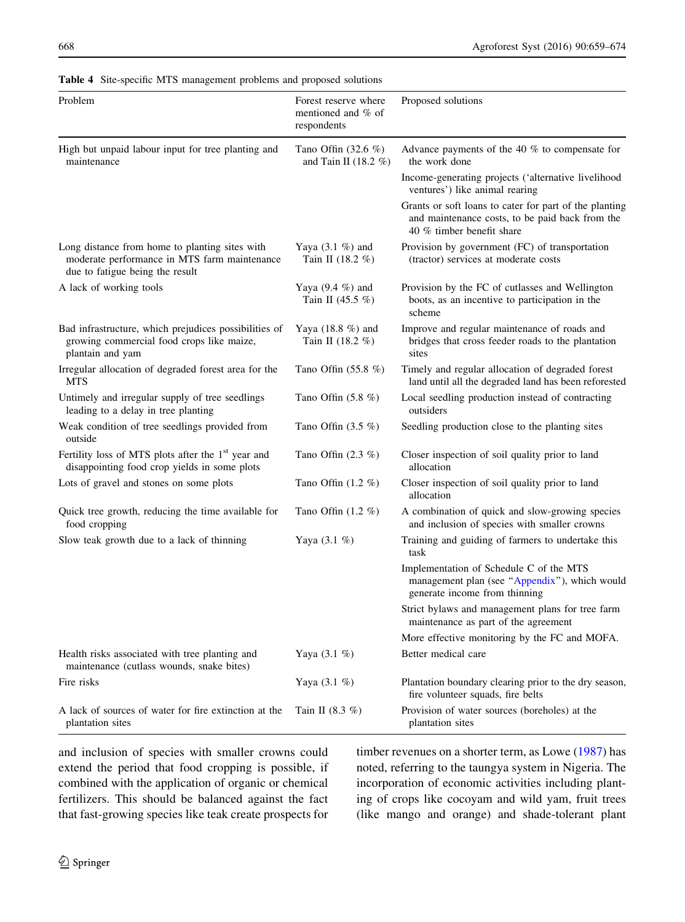**Table 4** Site-specific MTS management problems and proposed solutions

| Problem | Forest reserve where mentioned and % of respondents | Proposed solutions |
|---|---|---|
| High but unpaid labour input for tree planting and maintenance | Tano Offin (32.6 %) and Tain II (18.2 %) | Advance payments of the 40 % to compensate for the work done |
| | | Income-generating projects ('alternative livelihood ventures') like animal rearing |
| | | Grants or soft loans to cater for part of the planting and maintenance costs, to be paid back from the 40 % timber benefit share |
| Long distance from home to planting sites with moderate performance in MTS farm maintenance due to fatigue being the result | Yaya (3.1 %) and Tain II (18.2 %) | Provision by government (FC) of transportation (tractor) services at moderate costs |
| A lack of working tools | Yaya (9.4 %) and Tain II (45.5 %) | Provision by the FC of cutlasses and Wellington boots, as an incentive to participation in the scheme |
| Bad infrastructure, which prejudices possibilities of growing commercial food crops like maize, plantain and yam | Yaya (18.8 %) and Tain II (18.2 %) | Improve and regular maintenance of roads and bridges that cross feeder roads to the plantation sites |
| Irregular allocation of degraded forest area for the MTS | Tano Offin (55.8 %) | Timely and regular allocation of degraded forest land until all the degraded land has been reforested |
| Untimely and irregular supply of tree seedlings leading to a delay in tree planting | Tano Offin (5.8 %) | Local seedling production instead of contracting outsiders |
| Weak condition of tree seedlings provided from outside | Tano Offin (3.5 %) | Seedling production close to the planting sites |
| Fertility loss of MTS plots after the 1st year and disappointing food crop yields in some plots | Tano Offin (2.3 %) | Closer inspection of soil quality prior to land allocation |
| Lots of gravel and stones on some plots | Tano Offin (1.2 %) | Closer inspection of soil quality prior to land allocation |
| Quick tree growth, reducing the time available for food cropping | Tano Offin (1.2 %) | A combination of quick and slow-growing species and inclusion of species with smaller crowns |
| Slow teak growth due to a lack of thinning | Yaya (3.1 %) | Training and guiding of farmers to undertake this task |
| | | Implementation of Schedule C of the MTS management plan (see "Appendix"), which would generate income from thinning |
| | | Strict bylaws and management plans for tree farm maintenance as part of the agreement |
| | | More effective monitoring by the FC and MOFA. |
| Health risks associated with tree planting and maintenance (cutlass wounds, snake bites) | Yaya (3.1 %) | Better medical care |
| Fire risks | Yaya (3.1 %) | Plantation boundary clearing prior to the dry season, fire volunteer squads, fire belts |
| A lack of sources of water for fire extinction at the plantation sites | Tain II (8.3 %) | Provision of water sources (boreholes) at the plantation sites |

and inclusion of species with smaller crowns could extend the period that food cropping is possible, if combined with the application of organic or chemical fertilizers. This should be balanced against the fact that fast-growing species like teak create prospects for timber revenues on a shorter term, as Lowe (1987) has noted, referring to the taungya system in Nigeria. The incorporation of economic activities including planting of crops like cocoyam and wild yam, fruit trees (like mango and orange) and shade-tolerant plant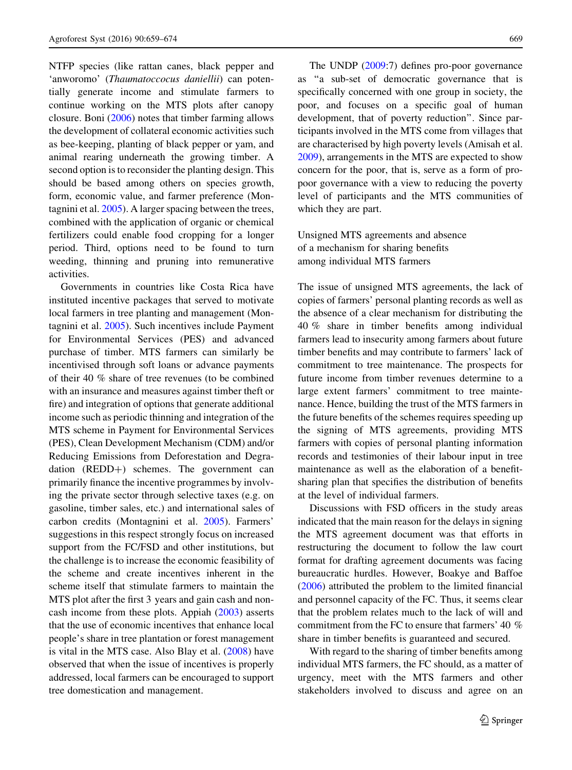NTFP species (like rattan canes, black pepper and 'anworomo' (*Thaumatoccocus daniellii*) can potentially generate income and stimulate farmers to continue working on the MTS plots after canopy closure. Boni (2006) notes that timber farming allows the development of collateral economic activities such as bee-keeping, planting of black pepper or yam, and animal rearing underneath the growing timber. A second option is to reconsider the planting design. This should be based among others on species growth, form, economic value, and farmer preference (Montagnini et al. 2005). A larger spacing between the trees, combined with the application of organic or chemical fertilizers could enable food cropping for a longer period. Third, options need to be found to turn weeding, thinning and pruning into remunerative activities.

Governments in countries like Costa Rica have instituted incentive packages that served to motivate local farmers in tree planting and management (Montagnini et al. 2005). Such incentives include Payment for Environmental Services (PES) and advanced purchase of timber. MTS farmers can similarly be incentivised through soft loans or advance payments of their 40 % share of tree revenues (to be combined with an insurance and measures against timber theft or fire) and integration of options that generate additional income such as periodic thinning and integration of the MTS scheme in Payment for Environmental Services (PES), Clean Development Mechanism (CDM) and/or Reducing Emissions from Deforestation and Degradation (REDD+) schemes. The government can primarily finance the incentive programmes by involving the private sector through selective taxes (e.g. on gasoline, timber sales, etc.) and international sales of carbon credits (Montagnini et al. 2005). Farmers' suggestions in this respect strongly focus on increased support from the FC/FSD and other institutions, but the challenge is to increase the economic feasibility of the scheme and create incentives inherent in the scheme itself that stimulate farmers to maintain the MTS plot after the first 3 years and gain cash and non-cash income from these plots. Appiah (2003) asserts that the use of economic incentives that enhance local people's share in tree plantation or forest management is vital in the MTS case. Also Blay et al. (2008) have observed that when the issue of incentives is properly addressed, local farmers can be encouraged to support tree domestication and management.

The UNDP (2009:7) defines pro-poor governance as "a sub-set of democratic governance that is specifically concerned with one group in society, the poor, and focuses on a specific goal of human development, that of poverty reduction". Since participants involved in the MTS come from villages that are characterised by high poverty levels (Amisah et al. 2009), arrangements in the MTS are expected to show concern for the poor, that is, serve as a form of pro-poor governance with a view to reducing the poverty level of participants and the MTS communities of which they are part.

## Unsigned MTS agreements and absence of a mechanism for sharing benefits among individual MTS farmers

The issue of unsigned MTS agreements, the lack of copies of farmers' personal planting records as well as the absence of a clear mechanism for distributing the 40 % share in timber benefits among individual farmers lead to insecurity among farmers about future timber benefits and may contribute to farmers' lack of commitment to tree maintenance. The prospects for future income from timber revenues determine to a large extent farmers' commitment to tree maintenance. Hence, building the trust of the MTS farmers in the future benefits of the schemes requires speeding up the signing of MTS agreements, providing MTS farmers with copies of personal planting information records and testimonies of their labour input in tree maintenance as well as the elaboration of a benefit-sharing plan that specifies the distribution of benefits at the level of individual farmers.

Discussions with FSD officers in the study areas indicated that the main reason for the delays in signing the MTS agreement document was that efforts in restructuring the document to follow the law court format for drafting agreement documents was facing bureaucratic hurdles. However, Boakye and Baffoe (2006) attributed the problem to the limited financial and personnel capacity of the FC. Thus, it seems clear that the problem relates much to the lack of will and commitment from the FC to ensure that farmers' 40 % share in timber benefits is guaranteed and secured.

With regard to the sharing of timber benefits among individual MTS farmers, the FC should, as a matter of urgency, meet with the MTS farmers and other stakeholders involved to discuss and agree on an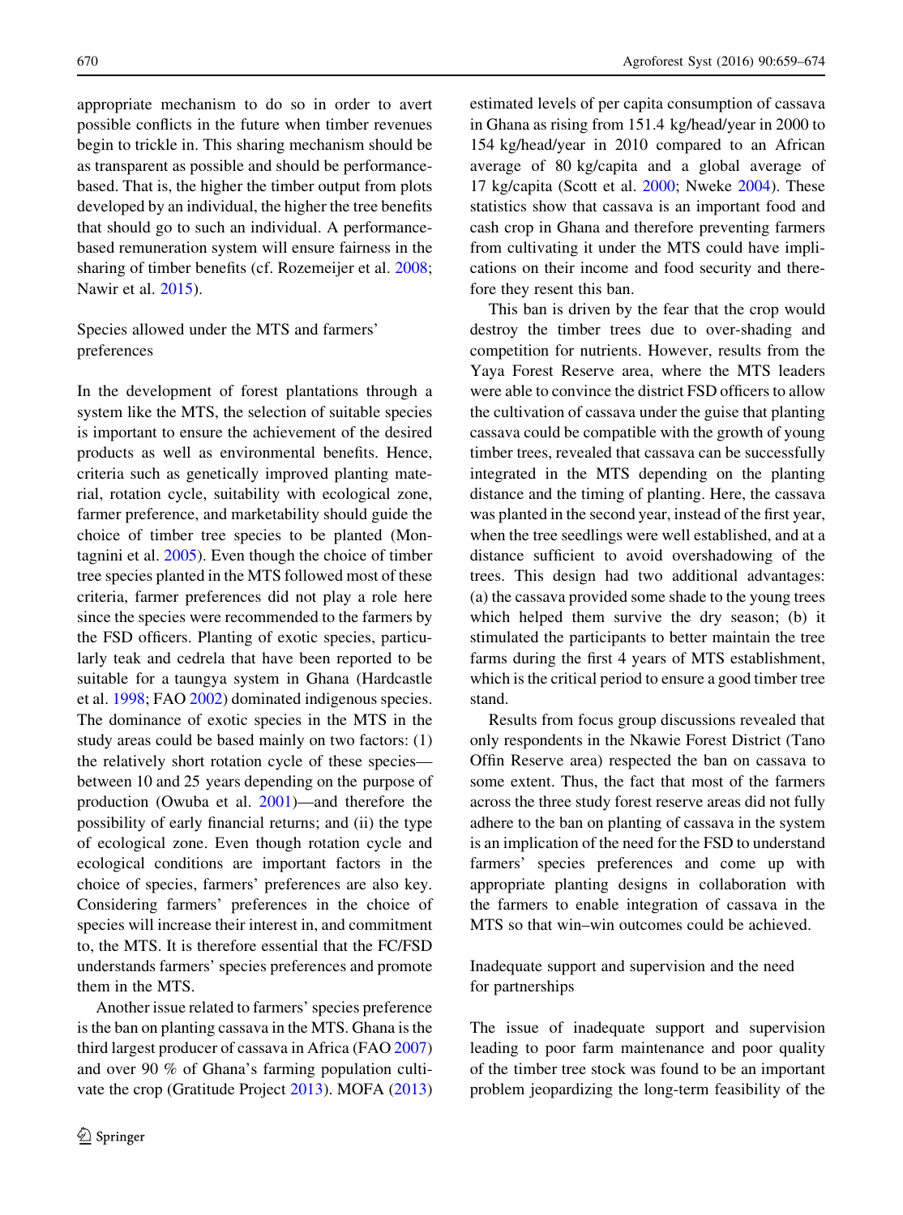appropriate mechanism to do so in order to avert possible conflicts in the future when timber revenues begin to trickle in. This sharing mechanism should be as transparent as possible and should be performance-based. That is, the higher the timber output from plots developed by an individual, the higher the tree benefits that should go to such an individual. A performance-based remuneration system will ensure fairness in the sharing of timber benefits (cf. Rozemeijer et al. 2008; Nawir et al. 2015).

## Species allowed under the MTS and farmers' preferences

In the development of forest plantations through a system like the MTS, the selection of suitable species is important to ensure the achievement of the desired products as well as environmental benefits. Hence, criteria such as genetically improved planting material, rotation cycle, suitability with ecological zone, farmer preference, and marketability should guide the choice of timber tree species to be planted (Montagnini et al. 2005). Even though the choice of timber tree species planted in the MTS followed most of these criteria, farmer preferences did not play a role here since the species were recommended to the farmers by the FSD officers. Planting of exotic species, particularly teak and cedrela that have been reported to be suitable for a taungya system in Ghana (Hardcastle et al. 1998; FAO 2002) dominated indigenous species. The dominance of exotic species in the MTS in the study areas could be based mainly on two factors: (1) the relatively short rotation cycle of these species—between 10 and 25 years depending on the purpose of production (Owuba et al. 2001)—and therefore the possibility of early financial returns; and (ii) the type of ecological zone. Even though rotation cycle and ecological conditions are important factors in the choice of species, farmers' preferences are also key. Considering farmers' preferences in the choice of species will increase their interest in, and commitment to, the MTS. It is therefore essential that the FC/FSD understands farmers' species preferences and promote them in the MTS.

Another issue related to farmers' species preference is the ban on planting cassava in the MTS. Ghana is the third largest producer of cassava in Africa (FAO 2007) and over 90 % of Ghana's farming population cultivate the crop (Gratitude Project 2013). MOFA (2013) estimated levels of per capita consumption of cassava in Ghana as rising from 151.4 kg/head/year in 2000 to 154 kg/head/year in 2010 compared to an African average of 80 kg/capita and a global average of 17 kg/capita (Scott et al. 2000; Nweke 2004). These statistics show that cassava is an important food and cash crop in Ghana and therefore preventing farmers from cultivating it under the MTS could have implications on their income and food security and therefore they resent this ban.

This ban is driven by the fear that the crop would destroy the timber trees due to over-shading and competition for nutrients. However, results from the Yaya Forest Reserve area, where the MTS leaders were able to convince the district FSD officers to allow the cultivation of cassava under the guise that planting cassava could be compatible with the growth of young timber trees, revealed that cassava can be successfully integrated in the MTS depending on the planting distance and the timing of planting. Here, the cassava was planted in the second year, instead of the first year, when the tree seedlings were well established, and at a distance sufficient to avoid overshadowing of the trees. This design had two additional advantages: (a) the cassava provided some shade to the young trees which helped them survive the dry season; (b) it stimulated the participants to better maintain the tree farms during the first 4 years of MTS establishment, which is the critical period to ensure a good timber tree stand.

Results from focus group discussions revealed that only respondents in the Nkawie Forest District (Tano Offin Reserve area) respected the ban on cassava to some extent. Thus, the fact that most of the farmers across the three study forest reserve areas did not fully adhere to the ban on planting of cassava in the system is an implication of the need for the FSD to understand farmers' species preferences and come up with appropriate planting designs in collaboration with the farmers to enable integration of cassava in the MTS so that win–win outcomes could be achieved.

## Inadequate support and supervision and the need for partnerships

The issue of inadequate support and supervision leading to poor farm maintenance and poor quality of the timber tree stock was found to be an important problem jeopardizing the long-term feasibility of the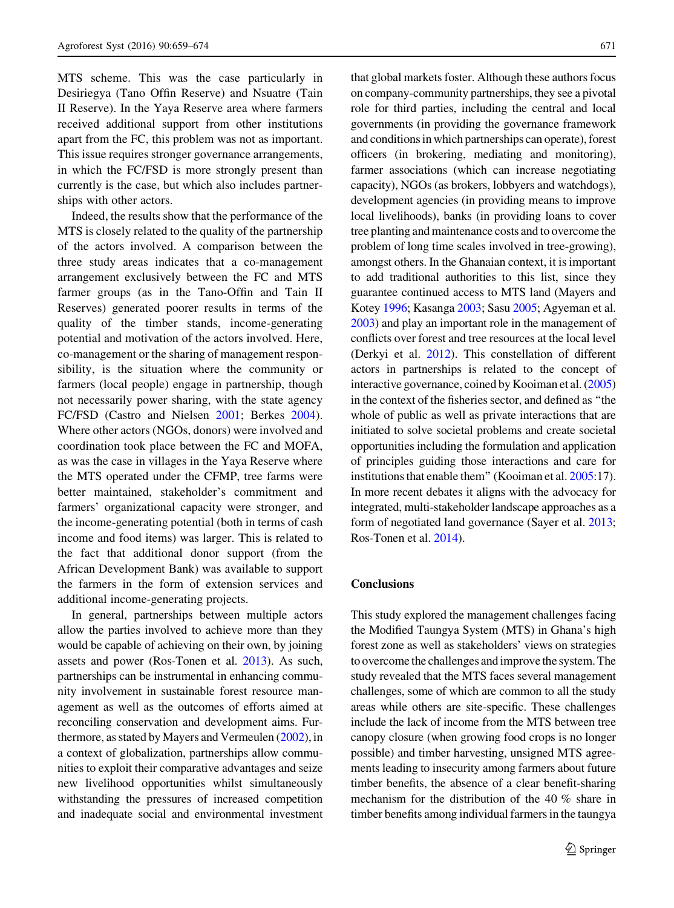MTS scheme. This was the case particularly in Desiriegya (Tano Offin Reserve) and Nsuatre (Tain II Reserve). In the Yaya Reserve area where farmers received additional support from other institutions apart from the FC, this problem was not as important. This issue requires stronger governance arrangements, in which the FC/FSD is more strongly present than currently is the case, but which also includes partnerships with other actors.

Indeed, the results show that the performance of the MTS is closely related to the quality of the partnership of the actors involved. A comparison between the three study areas indicates that a co-management arrangement exclusively between the FC and MTS farmer groups (as in the Tano-Offin and Tain II Reserves) generated poorer results in terms of the quality of the timber stands, income-generating potential and motivation of the actors involved. Here, co-management or the sharing of management responsibility, is the situation where the community or farmers (local people) engage in partnership, though not necessarily power sharing, with the state agency FC/FSD (Castro and Nielsen 2001; Berkes 2004). Where other actors (NGOs, donors) were involved and coordination took place between the FC and MOFA, as was the case in villages in the Yaya Reserve where the MTS operated under the CFMP, tree farms were better maintained, stakeholder's commitment and farmers' organizational capacity were stronger, and the income-generating potential (both in terms of cash income and food items) was larger. This is related to the fact that additional donor support (from the African Development Bank) was available to support the farmers in the form of extension services and additional income-generating projects.

In general, partnerships between multiple actors allow the parties involved to achieve more than they would be capable of achieving on their own, by joining assets and power (Ros-Tonen et al. 2013). As such, partnerships can be instrumental in enhancing community involvement in sustainable forest resource management as well as the outcomes of efforts aimed at reconciling conservation and development aims. Furthermore, as stated by Mayers and Vermeulen (2002), in a context of globalization, partnerships allow communities to exploit their comparative advantages and seize new livelihood opportunities whilst simultaneously withstanding the pressures of increased competition and inadequate social and environmental investment that global markets foster. Although these authors focus on company-community partnerships, they see a pivotal role for third parties, including the central and local governments (in providing the governance framework and conditions in which partnerships can operate), forest officers (in brokering, mediating and monitoring), farmer associations (which can increase negotiating capacity), NGOs (as brokers, lobbyers and watchdogs), development agencies (in providing means to improve local livelihoods), banks (in providing loans to cover tree planting and maintenance costs and to overcome the problem of long time scales involved in tree-growing), amongst others. In the Ghanaian context, it is important to add traditional authorities to this list, since they guarantee continued access to MTS land (Mayers and Kotey 1996; Kasanga 2003; Sasu 2005; Agyeman et al. 2003) and play an important role in the management of conflicts over forest and tree resources at the local level (Derkyi et al. 2012). This constellation of different actors in partnerships is related to the concept of interactive governance, coined by Kooiman et al. (2005) in the context of the fisheries sector, and defined as "the whole of public as well as private interactions that are initiated to solve societal problems and create societal opportunities including the formulation and application of principles guiding those interactions and care for institutions that enable them" (Kooiman et al. 2005:17). In more recent debates it aligns with the advocacy for integrated, multi-stakeholder landscape approaches as a form of negotiated land governance (Sayer et al. 2013; Ros-Tonen et al. 2014).

## Conclusions

This study explored the management challenges facing the Modified Taungya System (MTS) in Ghana's high forest zone as well as stakeholders' views on strategies to overcome the challenges and improve the system. The study revealed that the MTS faces several management challenges, some of which are common to all the study areas while others are site-specific. These challenges include the lack of income from the MTS between tree canopy closure (when growing food crops is no longer possible) and timber harvesting, unsigned MTS agreements leading to insecurity among farmers about future timber benefits, the absence of a clear benefit-sharing mechanism for the distribution of the 40 % share in timber benefits among individual farmers in the taungya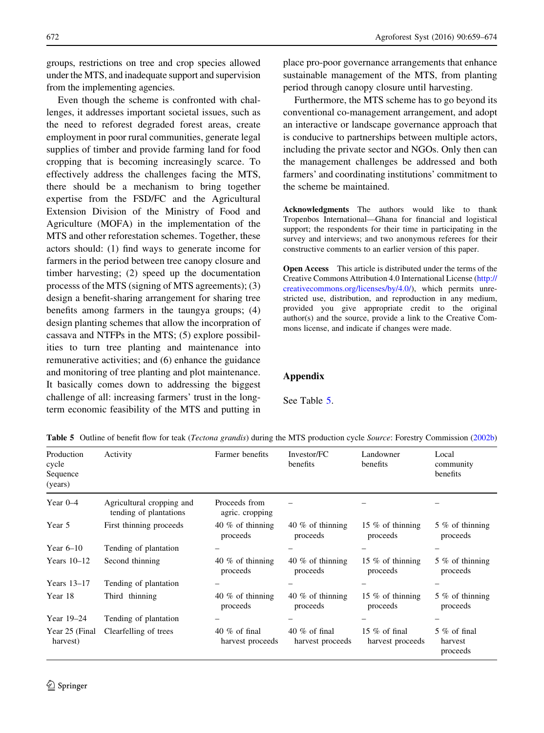groups, restrictions on tree and crop species allowed under the MTS, and inadequate support and supervision from the implementing agencies.

Even though the scheme is confronted with challenges, it addresses important societal issues, such as the need to reforest degraded forest areas, create employment in poor rural communities, generate legal supplies of timber and provide farming land for food cropping that is becoming increasingly scarce. To effectively address the challenges facing the MTS, there should be a mechanism to bring together expertise from the FSD/FC and the Agricultural Extension Division of the Ministry of Food and Agriculture (MOFA) in the implementation of the MTS and other reforestation schemes. Together, these actors should: (1) find ways to generate income for farmers in the period between tree canopy closure and timber harvesting; (2) speed up the documentation processs of the MTS (signing of MTS agreements); (3) design a benefit-sharing arrangement for sharing tree benefits among farmers in the taungya groups; (4) design planting schemes that allow the incorpration of cassava and NTFPs in the MTS; (5) explore possibilities to turn tree planting and maintenance into remunerative activities; and (6) enhance the guidance and monitoring of tree planting and plot maintenance. It basically comes down to addressing the biggest challenge of all: increasing farmers' trust in the long-term economic feasibility of the MTS and putting in place pro-poor governance arrangements that enhance sustainable management of the MTS, from planting period through canopy closure until harvesting.

Furthermore, the MTS scheme has to go beyond its conventional co-management arrangement, and adopt an interactive or landscape governance approach that is conducive to partnerships between multiple actors, including the private sector and NGOs. Only then can the management challenges be addressed and both farmers' and coordinating institutions' commitment to the scheme be maintained.

**Acknowledgments** The authors would like to thank Tropenbos International—Ghana for financial and logistical support; the respondents for their time in participating in the survey and interviews; and two anonymous referees for their constructive comments to an earlier version of this paper.

**Open Access** This article is distributed under the terms of the Creative Commons Attribution 4.0 International License (http://creativecommons.org/licenses/by/4.0/), which permits unrestricted use, distribution, and reproduction in any medium, provided you give appropriate credit to the original author(s) and the source, provide a link to the Creative Commons license, and indicate if changes were made.

## Appendix

See Table 5.

**Table 5** Outline of benefit flow for teak (*Tectona grandis*) during the MTS production cycle *Source*: Forestry Commission (2002b)

| Production cycle Sequence (years) | Activity | Farmer benefits | Investor/FC benefits | Landowner benefits | Local community benefits |
|---|---|---|---|---|---|
| Year 0–4 | Agricultural cropping and tending of plantations | Proceeds from agric. cropping | – | – | – |
| Year 5 | First thinning proceeds | 40 % of thinning proceeds | 40 % of thinning proceeds | 15 % of thinning proceeds | 5 % of thinning proceeds |
| Year 6–10 | Tending of plantation | – | – | – | – |
| Years 10–12 | Second thinning | 40 % of thinning proceeds | 40 % of thinning proceeds | 15 % of thinning proceeds | 5 % of thinning proceeds |
| Years 13–17 | Tending of plantation | – | – | – | – |
| Year 18 | Third thinning | 40 % of thinning proceeds | 40 % of thinning proceeds | 15 % of thinning proceeds | 5 % of thinning proceeds |
| Year 19–24 | Tending of plantation | – | – | – | – |
| Year 25 (Final harvest) | Clearfelling of trees | 40 % of final harvest proceeds | 40 % of final harvest proceeds | 15 % of final harvest proceeds | 5 % of final harvest proceeds |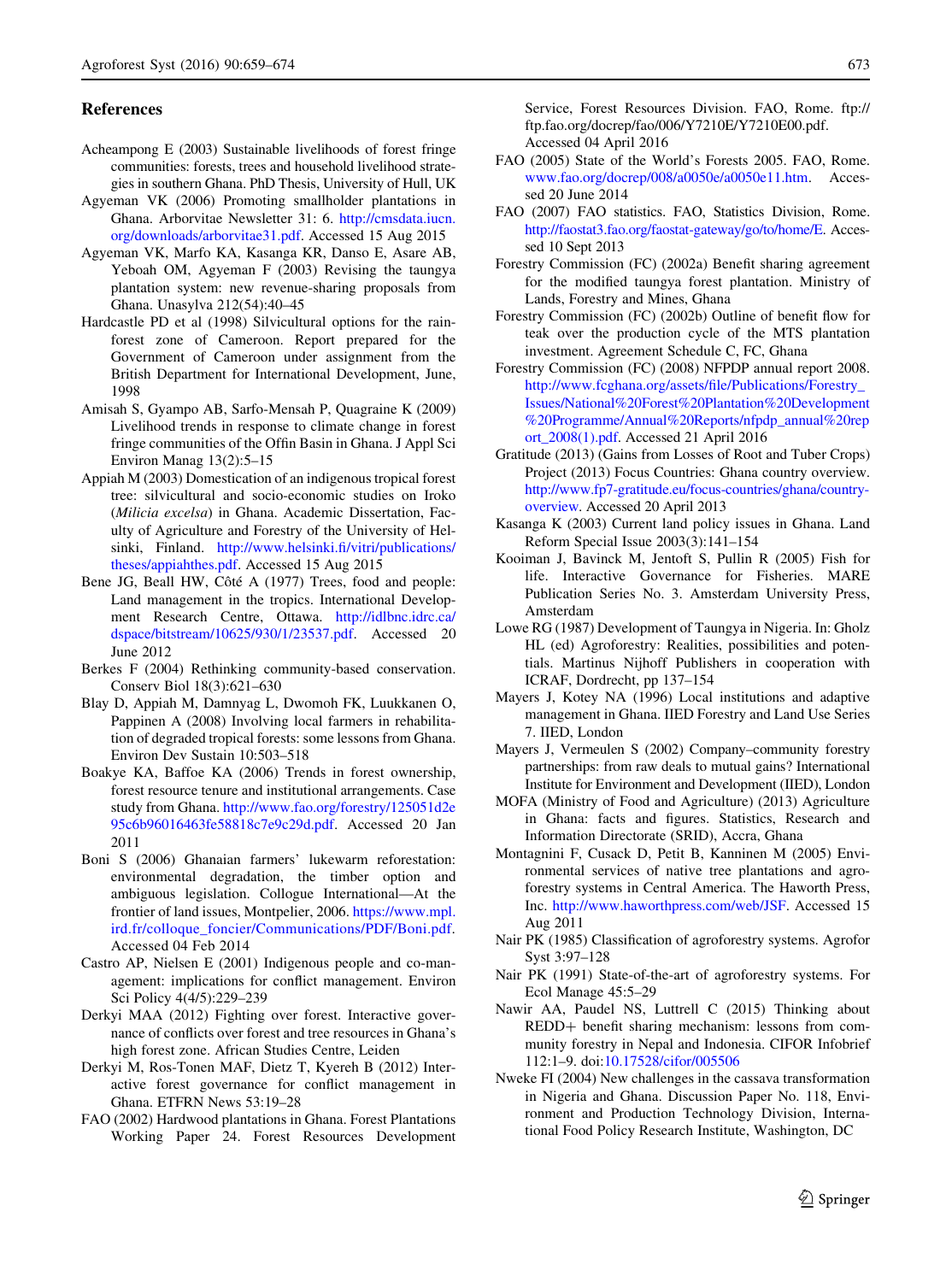## References

Acheampong E (2003) Sustainable livelihoods of forest fringe communities: forests, trees and household livelihood strategies in southern Ghana. PhD Thesis, University of Hull, UK

Agyeman VK (2006) Promoting smallholder plantations in Ghana. Arborvitae Newsletter 31: 6. http://cmsdata.iucn.org/downloads/arborvitae31.pdf. Accessed 15 Aug 2015

Agyeman VK, Marfo KA, Kasanga KR, Danso E, Asare AB, Yeboah OM, Agyeman F (2003) Revising the taungya plantation system: new revenue-sharing proposals from Ghana. Unasylva 212(54):40–45

Hardcastle PD et al (1998) Silvicultural options for the rainforest zone of Cameroon. Report prepared for the Government of Cameroon under assignment from the British Department for International Development, June, 1998

Amisah S, Gyampo AB, Sarfo-Mensah P, Quagraine K (2009) Livelihood trends in response to climate change in forest fringe communities of the Offin Basin in Ghana. J Appl Sci Environ Manag 13(2):5–15

Appiah M (2003) Domestication of an indigenous tropical forest tree: silvicultural and socio-economic studies on Iroko (*Milicia excelsa*) in Ghana. Academic Dissertation, Faculty of Agriculture and Forestry of the University of Helsinki, Finland. http://www.helsinki.fi/vitri/publications/theses/appiahthes.pdf. Accessed 15 Aug 2015

Bene JG, Beall HW, Côté A (1977) Trees, food and people: Land management in the tropics. International Development Research Centre, Ottawa. http://idlbnc.idrc.ca/dspace/bitstream/10625/930/1/23537.pdf. Accessed 20 June 2012

Berkes F (2004) Rethinking community-based conservation. Conserv Biol 18(3):621–630

Blay D, Appiah M, Damnyag L, Dwomoh FK, Luukkanen O, Pappinen A (2008) Involving local farmers in rehabilitation of degraded tropical forests: some lessons from Ghana. Environ Dev Sustain 10:503–518

Boakye KA, Baffoe KA (2006) Trends in forest ownership, forest resource tenure and institutional arrangements. Case study from Ghana. http://www.fao.org/forestry/125051d2e95c6b96016463fe58818c7e9c29d.pdf. Accessed 20 Jan 2011

Boni S (2006) Ghanaian farmers' lukewarm reforestation: environmental degradation, the timber option and ambiguous legislation. Collogue International—At the frontier of land issues, Montpelier, 2006. https://www.mpl.ird.fr/colloque_foncier/Communications/PDF/Boni.pdf. Accessed 04 Feb 2014

Castro AP, Nielsen E (2001) Indigenous people and co-management: implications for conflict management. Environ Sci Policy 4(4/5):229–239

Derkyi MAA (2012) Fighting over forest. Interactive governance of conflicts over forest and tree resources in Ghana's high forest zone. African Studies Centre, Leiden

Derkyi M, Ros-Tonen MAF, Dietz T, Kyereh B (2012) Interactive forest governance for conflict management in Ghana. ETFRN News 53:19–28

FAO (2002) Hardwood plantations in Ghana. Forest Plantations Working Paper 24. Forest Resources Development Service, Forest Resources Division. FAO, Rome. ftp://ftp.fao.org/docrep/fao/006/Y7210E/Y7210E00.pdf. Accessed 04 April 2016

FAO (2005) State of the World's Forests 2005. FAO, Rome. www.fao.org/docrep/008/a0050e/a0050e11.htm. Accessed 20 June 2014

FAO (2007) FAO statistics. FAO, Statistics Division, Rome. http://faostat3.fao.org/faostat-gateway/go/to/home/E. Accessed 10 Sept 2013

Forestry Commission (FC) (2002a) Benefit sharing agreement for the modified taungya forest plantation. Ministry of Lands, Forestry and Mines, Ghana

Forestry Commission (FC) (2002b) Outline of benefit flow for teak over the production cycle of the MTS plantation investment. Agreement Schedule C, FC, Ghana

Forestry Commission (FC) (2008) NFPDP annual report 2008. http://www.fcghana.org/assets/file/Publications/Forestry_Issues/National%20Forest%20Plantation%20Development%20Programme/Annual%20Reports/nfpdp_annual%20report_2008(1).pdf. Accessed 21 April 2016

Gratitude (2013) (Gains from Losses of Root and Tuber Crops) Project (2013) Focus Countries: Ghana country overview. http://www.fp7-gratitude.eu/focus-countries/ghana/country-overview. Accessed 20 April 2013

Kasanga K (2003) Current land policy issues in Ghana. Land Reform Special Issue 2003(3):141–154

Kooiman J, Bavinck M, Jentoft S, Pullin R (2005) Fish for life. Interactive Governance for Fisheries. MARE Publication Series No. 3. Amsterdam University Press, Amsterdam

Lowe RG (1987) Development of Taungya in Nigeria. In: Gholz HL (ed) Agroforestry: Realities, possibilities and potentials. Martinus Nijhoff Publishers in cooperation with ICRAF, Dordrecht, pp 137–154

Mayers J, Kotey NA (1996) Local institutions and adaptive management in Ghana. IIED Forestry and Land Use Series 7. IIED, London

Mayers J, Vermeulen S (2002) Company–community forestry partnerships: from raw deals to mutual gains? International Institute for Environment and Development (IIED), London

MOFA (Ministry of Food and Agriculture) (2013) Agriculture in Ghana: facts and figures. Statistics, Research and Information Directorate (SRID), Accra, Ghana

Montagnini F, Cusack D, Petit B, Kanninen M (2005) Environmental services of native tree plantations and agroforestry systems in Central America. The Haworth Press, Inc. http://www.haworthpress.com/web/JSF. Accessed 15 Aug 2011

Nair PK (1985) Classification of agroforestry systems. Agrofor Syst 3:97–128

Nair PK (1991) State-of-the-art of agroforestry systems. For Ecol Manage 45:5–29

Nawir AA, Paudel NS, Luttrell C (2015) Thinking about REDD+ benefit sharing mechanism: lessons from community forestry in Nepal and Indonesia. CIFOR Infobrief 112:1–9. doi:10.17528/cifor/005506

Nweke FI (2004) New challenges in the cassava transformation in Nigeria and Ghana. Discussion Paper No. 118, Environment and Production Technology Division, International Food Policy Research Institute, Washington, DC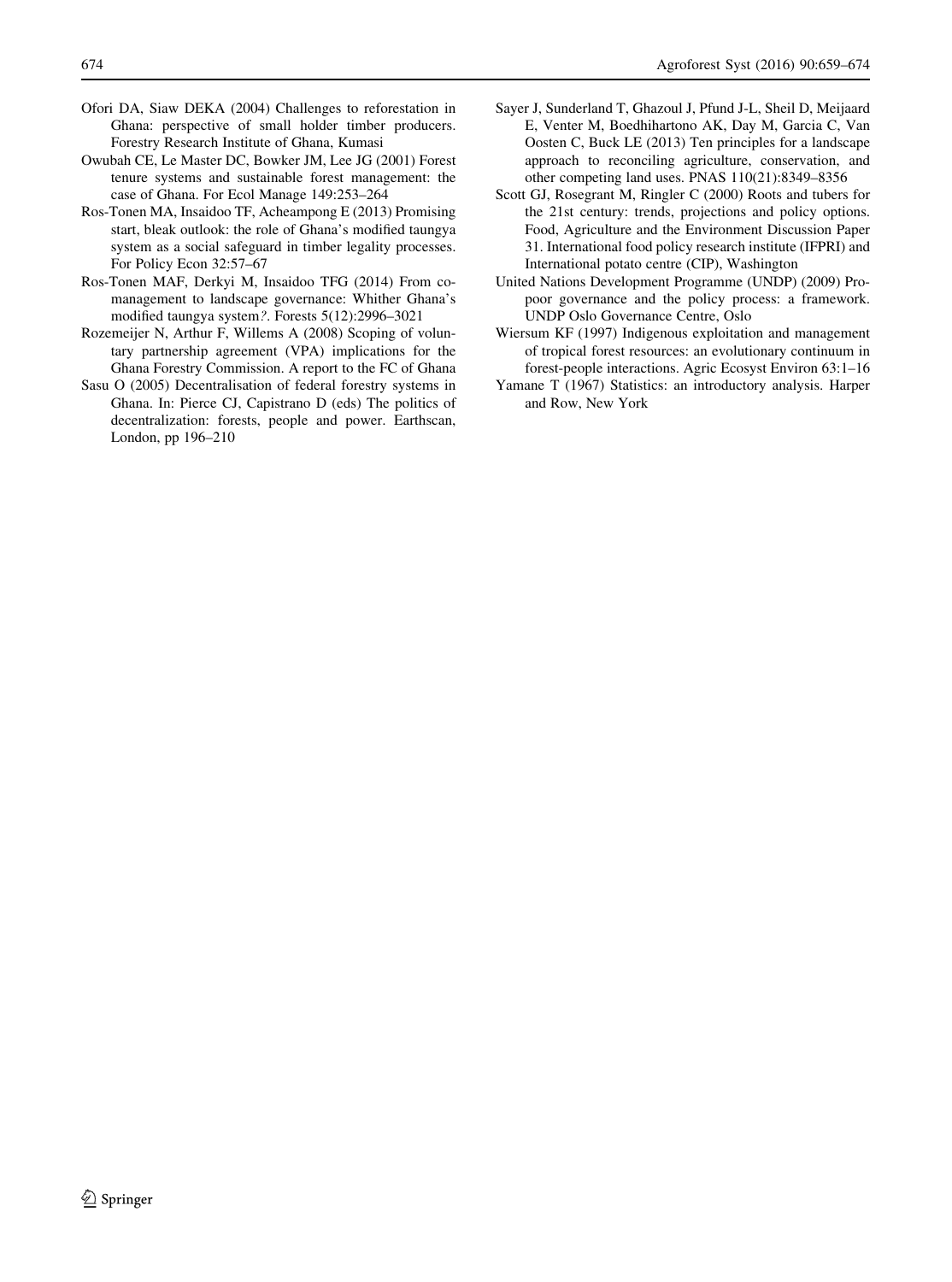Ofori DA, Siaw DEKA (2004) Challenges to reforestation in Ghana: perspective of small holder timber producers. Forestry Research Institute of Ghana, Kumasi

Owubah CE, Le Master DC, Bowker JM, Lee JG (2001) Forest tenure systems and sustainable forest management: the case of Ghana. For Ecol Manage 149:253–264

Ros-Tonen MA, Insaidoo TF, Acheampong E (2013) Promising start, bleak outlook: the role of Ghana's modified taungya system as a social safeguard in timber legality processes. For Policy Econ 32:57–67

Ros-Tonen MAF, Derkyi M, Insaidoo TFG (2014) From co-management to landscape governance: Whither Ghana's modified taungya system?. Forests 5(12):2996–3021

Rozemeijer N, Arthur F, Willems A (2008) Scoping of voluntary partnership agreement (VPA) implications for the Ghana Forestry Commission. A report to the FC of Ghana

Sasu O (2005) Decentralisation of federal forestry systems in Ghana. In: Pierce CJ, Capistrano D (eds) The politics of decentralization: forests, people and power. Earthscan, London, pp 196–210

Sayer J, Sunderland T, Ghazoul J, Pfund J-L, Sheil D, Meijaard E, Venter M, Boedhihartono AK, Day M, Garcia C, Van Oosten C, Buck LE (2013) Ten principles for a landscape approach to reconciling agriculture, conservation, and other competing land uses. PNAS 110(21):8349–8356

Scott GJ, Rosegrant M, Ringler C (2000) Roots and tubers for the 21st century: trends, projections and policy options. Food, Agriculture and the Environment Discussion Paper 31. International food policy research institute (IFPRI) and International potato centre (CIP), Washington

United Nations Development Programme (UNDP) (2009) Pro-poor governance and the policy process: a framework. UNDP Oslo Governance Centre, Oslo

Wiersum KF (1997) Indigenous exploitation and management of tropical forest resources: an evolutionary continuum in forest-people interactions. Agric Ecosyst Environ 63:1–16

Yamane T (1967) Statistics: an introductory analysis. Harper and Row, New York